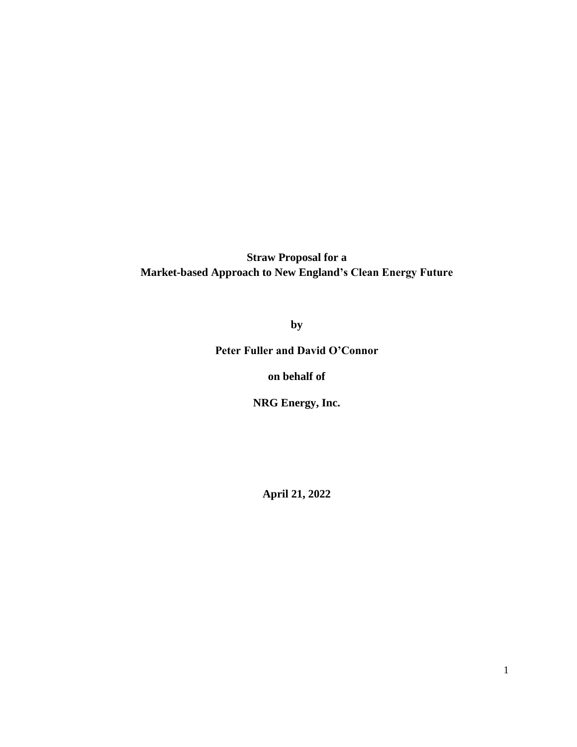# Straw Proposal for a Market-based Approach to New England's Clean Energy Future

**by**

**Peter Fuller and David O'Connor**

**on behalf of**

**NRG Energy, Inc.**

**April 21, 2022**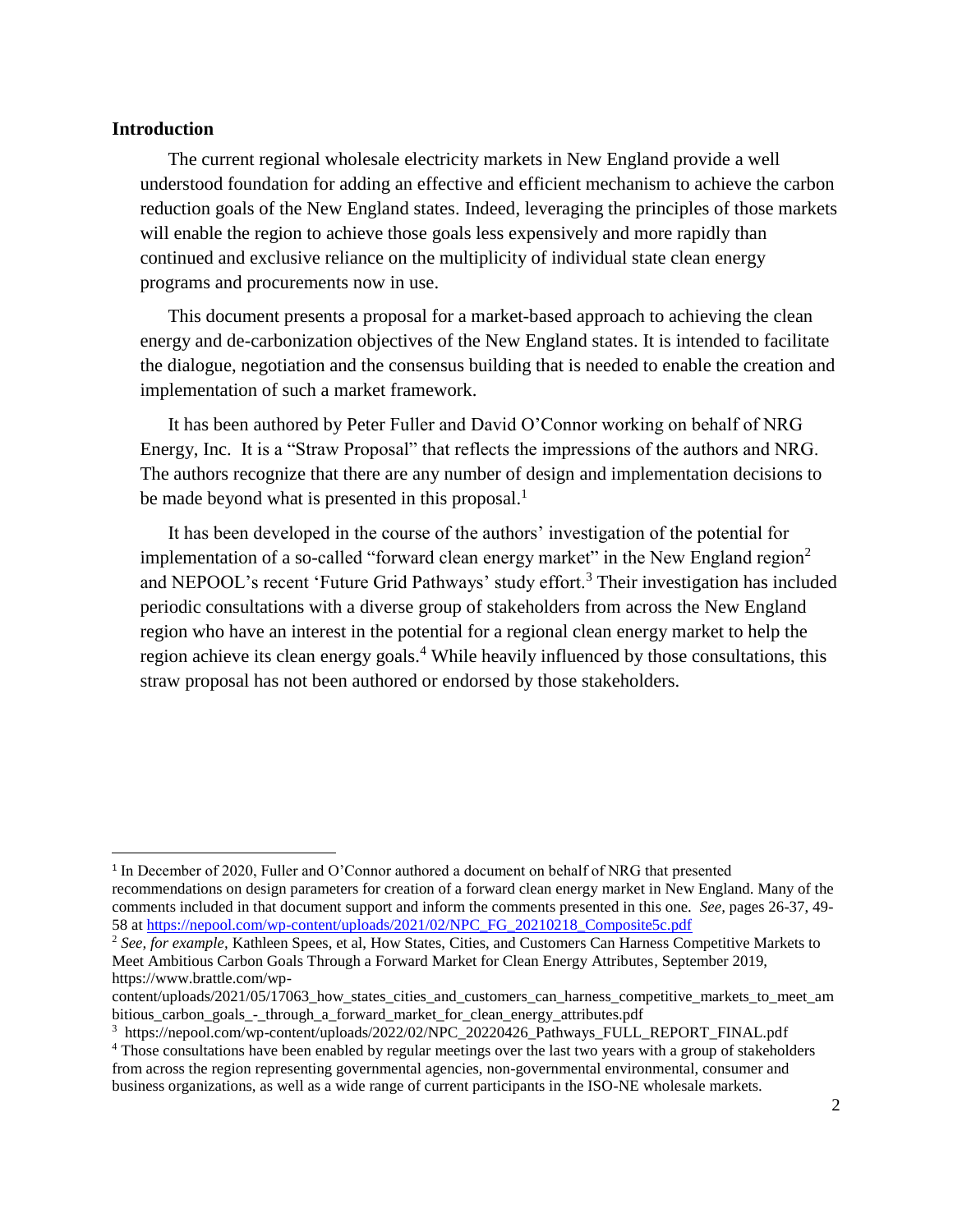## Introduction

The current regional wholesale electricity markets in New England provide a well understood foundation for adding an effective and efficient mechanism to achieve the carbon reduction goals of the New England states. Indeed, leveraging the principles of those markets will enable the region to achieve those goals less expensively and more rapidly than continued and exclusive reliance on the multiplicity of individual state clean energy programs and procurements now in use.

This document presents a proposal for a market-based approach to achieving the clean energy and de-carbonization objectives of the New England states. It is intended to facilitate the dialogue, negotiation and the consensus building that is needed to enable the creation and implementation of such a market framework.

It has been authored by Peter Fuller and David O'Connor working on behalf of NRG Energy, Inc. It is a "Straw Proposal" that reflects the impressions of the authors and NRG. The authors recognize that there are any number of design and implementation decisions to be made beyond what is presented in this proposal.[1]

It has been developed in the course of the authors' investigation of the potential for implementation of a so-called "forward clean energy market" in the New England region[2] and NEPOOL's recent 'Future Grid Pathways' study effort.[3] Their investigation has included periodic consultations with a diverse group of stakeholders from across the New England region who have an interest in the potential for a regional clean energy market to help the region achieve its clean energy goals.[4] While heavily influenced by those consultations, this straw proposal has not been authored or endorsed by those stakeholders.

---

[1] In December of 2020, Fuller and O'Connor authored a document on behalf of NRG that presented recommendations on design parameters for creation of a forward clean energy market in New England. Many of the comments included in that document support and inform the comments presented in this one. *See,* pages 26-37, 49-58 at https://nepool.com/wp-content/uploads/2021/02/NPC_FG_20210218_Composite5c.pdf

[2] *See, for example,* Kathleen Spees, et al, How States, Cities, and Customers Can Harness Competitive Markets to Meet Ambitious Carbon Goals Through a Forward Market for Clean Energy Attributes, September 2019, https://www.brattle.com/wp-content/uploads/2021/05/17063_how_states_cities_and_customers_can_harness_competitive_markets_to_meet_ambitious_carbon_goals_-_through_a_forward_market_for_clean_energy_attributes.pdf

[3] https://nepool.com/wp-content/uploads/2022/02/NPC_20220426_Pathways_FULL_REPORT_FINAL.pdf

[4] Those consultations have been enabled by regular meetings over the last two years with a group of stakeholders from across the region representing governmental agencies, non-governmental environmental, consumer and business organizations, as well as a wide range of current participants in the ISO-NE wholesale markets.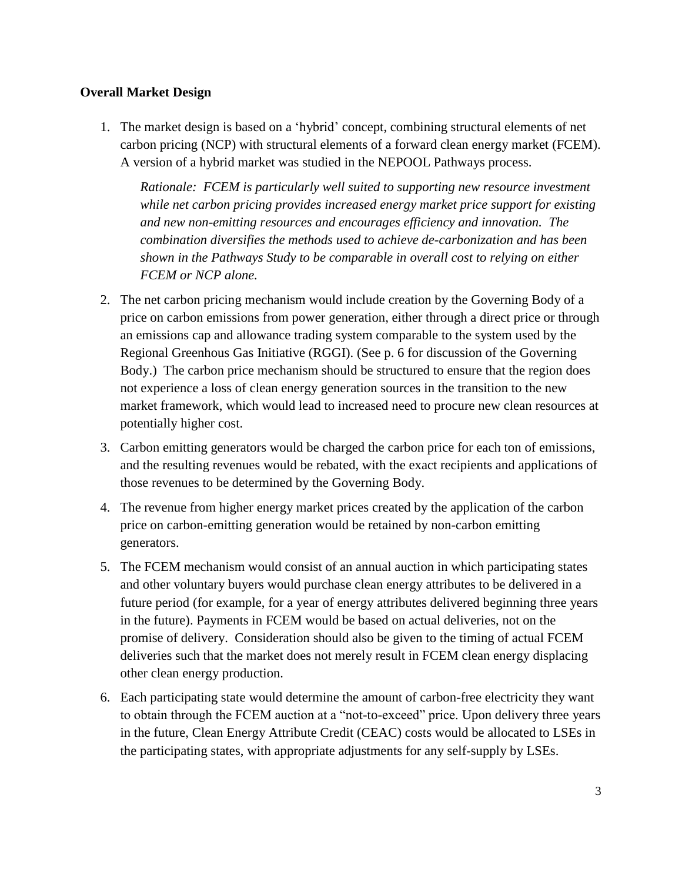## Overall Market Design

1. The market design is based on a 'hybrid' concept, combining structural elements of net carbon pricing (NCP) with structural elements of a forward clean energy market (FCEM). A version of a hybrid market was studied in the NEPOOL Pathways process.

   *Rationale: FCEM is particularly well suited to supporting new resource investment while net carbon pricing provides increased energy market price support for existing and new non-emitting resources and encourages efficiency and innovation. The combination diversifies the methods used to achieve de-carbonization and has been shown in the Pathways Study to be comparable in overall cost to relying on either FCEM or NCP alone.*

2. The net carbon pricing mechanism would include creation by the Governing Body of a price on carbon emissions from power generation, either through a direct price or through an emissions cap and allowance trading system comparable to the system used by the Regional Greenhous Gas Initiative (RGGI). (See p. 6 for discussion of the Governing Body.) The carbon price mechanism should be structured to ensure that the region does not experience a loss of clean energy generation sources in the transition to the new market framework, which would lead to increased need to procure new clean resources at potentially higher cost.

3. Carbon emitting generators would be charged the carbon price for each ton of emissions, and the resulting revenues would be rebated, with the exact recipients and applications of those revenues to be determined by the Governing Body.

4. The revenue from higher energy market prices created by the application of the carbon price on carbon-emitting generation would be retained by non-carbon emitting generators.

5. The FCEM mechanism would consist of an annual auction in which participating states and other voluntary buyers would purchase clean energy attributes to be delivered in a future period (for example, for a year of energy attributes delivered beginning three years in the future). Payments in FCEM would be based on actual deliveries, not on the promise of delivery. Consideration should also be given to the timing of actual FCEM deliveries such that the market does not merely result in FCEM clean energy displacing other clean energy production.

6. Each participating state would determine the amount of carbon-free electricity they want to obtain through the FCEM auction at a "not-to-exceed" price. Upon delivery three years in the future, Clean Energy Attribute Credit (CEAC) costs would be allocated to LSEs in the participating states, with appropriate adjustments for any self-supply by LSEs.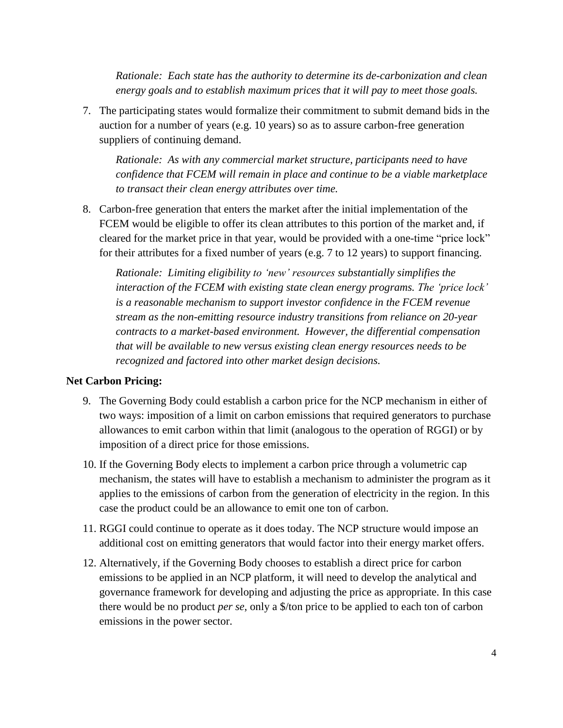*Rationale: Each state has the authority to determine its de-carbonization and clean energy goals and to establish maximum prices that it will pay to meet those goals.*

7. The participating states would formalize their commitment to submit demand bids in the auction for a number of years (e.g. 10 years) so as to assure carbon-free generation suppliers of continuing demand.

   *Rationale: As with any commercial market structure, participants need to have confidence that FCEM will remain in place and continue to be a viable marketplace to transact their clean energy attributes over time.*

8. Carbon-free generation that enters the market after the initial implementation of the FCEM would be eligible to offer its clean attributes to this portion of the market and, if cleared for the market price in that year, would be provided with a one-time "price lock" for their attributes for a fixed number of years (e.g. 7 to 12 years) to support financing.

   *Rationale: Limiting eligibility to 'new' resources substantially simplifies the interaction of the FCEM with existing state clean energy programs. The 'price lock' is a reasonable mechanism to support investor confidence in the FCEM revenue stream as the non-emitting resource industry transitions from reliance on 20-year contracts to a market-based environment. However, the differential compensation that will be available to new versus existing clean energy resources needs to be recognized and factored into other market design decisions.*

**Net Carbon Pricing:**

9. The Governing Body could establish a carbon price for the NCP mechanism in either of two ways: imposition of a limit on carbon emissions that required generators to purchase allowances to emit carbon within that limit (analogous to the operation of RGGI) or by imposition of a direct price for those emissions.

10. If the Governing Body elects to implement a carbon price through a volumetric cap mechanism, the states will have to establish a mechanism to administer the program as it applies to the emissions of carbon from the generation of electricity in the region. In this case the product could be an allowance to emit one ton of carbon.

11. RGGI could continue to operate as it does today. The NCP structure would impose an additional cost on emitting generators that would factor into their energy market offers.

12. Alternatively, if the Governing Body chooses to establish a direct price for carbon emissions to be applied in an NCP platform, it will need to develop the analytical and governance framework for developing and adjusting the price as appropriate. In this case there would be no product *per se*, only a $/ton price to be applied to each ton of carbon emissions in the power sector.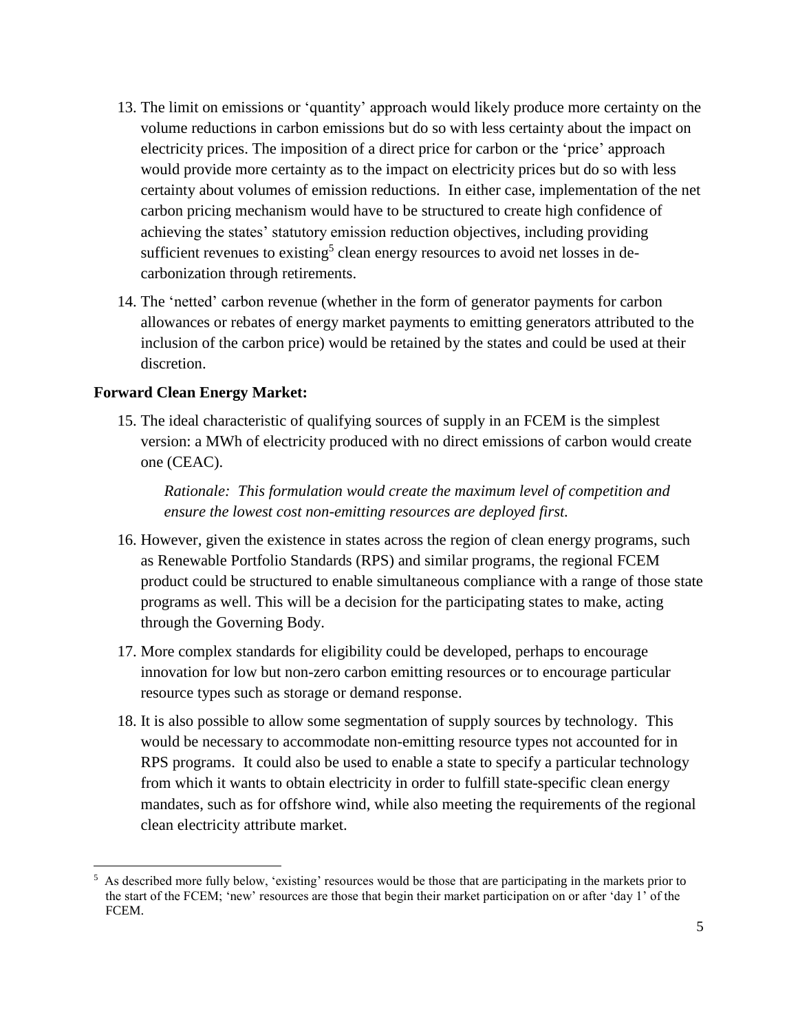13. The limit on emissions or 'quantity' approach would likely produce more certainty on the volume reductions in carbon emissions but do so with less certainty about the impact on electricity prices. The imposition of a direct price for carbon or the 'price' approach would provide more certainty as to the impact on electricity prices but do so with less certainty about volumes of emission reductions. In either case, implementation of the net carbon pricing mechanism would have to be structured to create high confidence of achieving the states' statutory emission reduction objectives, including providing sufficient revenues to existing[5] clean energy resources to avoid net losses in de-carbonization through retirements.

14. The 'netted' carbon revenue (whether in the form of generator payments for carbon allowances or rebates of energy market payments to emitting generators attributed to the inclusion of the carbon price) would be retained by the states and could be used at their discretion.

**Forward Clean Energy Market:**

15. The ideal characteristic of qualifying sources of supply in an FCEM is the simplest version: a MWh of electricity produced with no direct emissions of carbon would create one (CEAC).

    *Rationale: This formulation would create the maximum level of competition and ensure the lowest cost non-emitting resources are deployed first.*

16. However, given the existence in states across the region of clean energy programs, such as Renewable Portfolio Standards (RPS) and similar programs, the regional FCEM product could be structured to enable simultaneous compliance with a range of those state programs as well. This will be a decision for the participating states to make, acting through the Governing Body.

17. More complex standards for eligibility could be developed, perhaps to encourage innovation for low but non-zero carbon emitting resources or to encourage particular resource types such as storage or demand response.

18. It is also possible to allow some segmentation of supply sources by technology. This would be necessary to accommodate non-emitting resource types not accounted for in RPS programs. It could also be used to enable a state to specify a particular technology from which it wants to obtain electricity in order to fulfill state-specific clean energy mandates, such as for offshore wind, while also meeting the requirements of the regional clean electricity attribute market.

[5] As described more fully below, 'existing' resources would be those that are participating in the markets prior to the start of the FCEM; 'new' resources are those that begin their market participation on or after 'day 1' of the FCEM.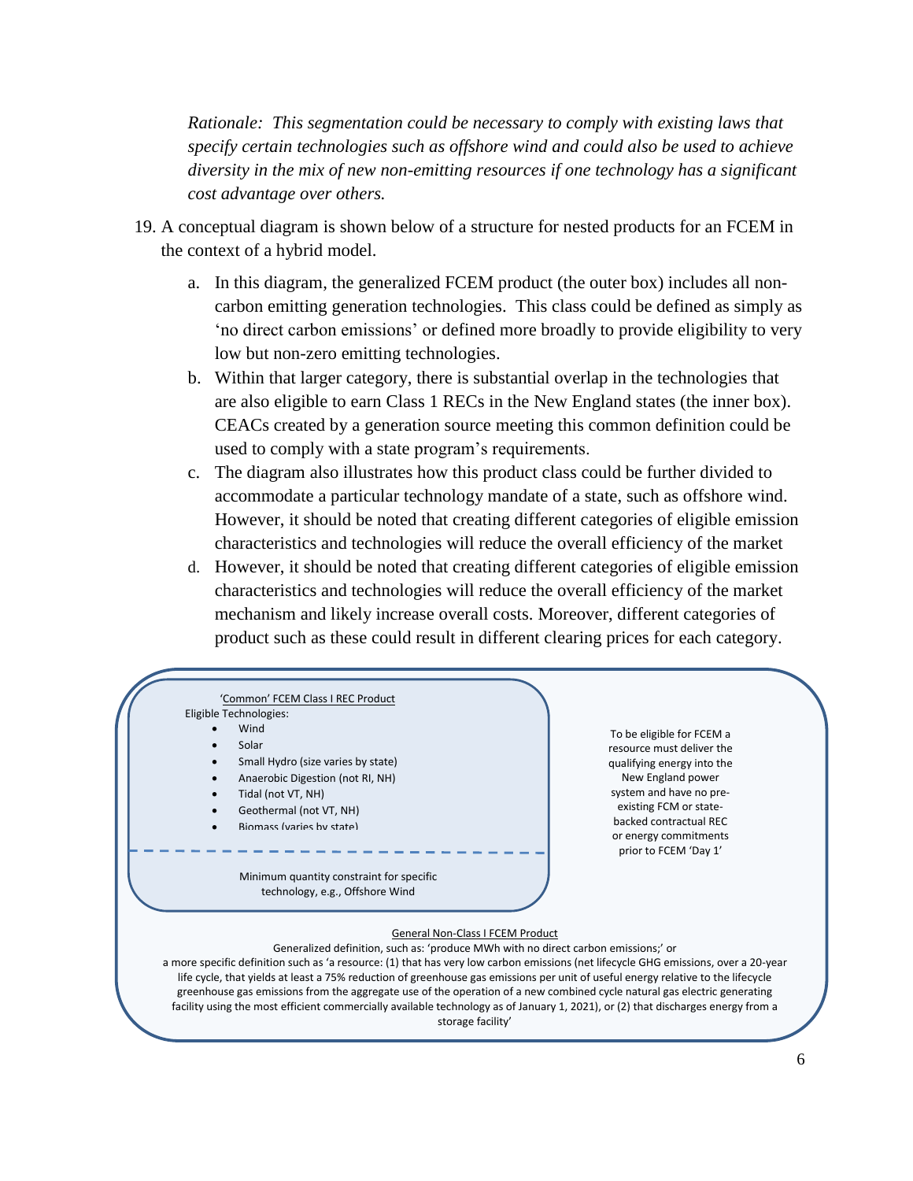*Rationale: This segmentation could be necessary to comply with existing laws that specify certain technologies such as offshore wind and could also be used to achieve diversity in the mix of new non-emitting resources if one technology has a significant cost advantage over others.*

19. A conceptual diagram is shown below of a structure for nested products for an FCEM in the context of a hybrid model.

    a. In this diagram, the generalized FCEM product (the outer box) includes all non-carbon emitting generation technologies. This class could be defined as simply as 'no direct carbon emissions' or defined more broadly to provide eligibility to very low but non-zero emitting technologies.

    b. Within that larger category, there is substantial overlap in the technologies that are also eligible to earn Class 1 RECs in the New England states (the inner box). CEACs created by a generation source meeting this common definition could be used to comply with a state program's requirements.

    c. The diagram also illustrates how this product class could be further divided to accommodate a particular technology mandate of a state, such as offshore wind. However, it should be noted that creating different categories of eligible emission characteristics and technologies will reduce the overall efficiency of the market

    d. However, it should be noted that creating different categories of eligible emission characteristics and technologies will reduce the overall efficiency of the market mechanism and likely increase overall costs. Moreover, different categories of product such as these could result in different clearing prices for each category.

'Common' FCEM Class I REC Product

Eligible Technologies:

- Wind
- Solar
- Small Hydro (size varies by state)
- Anaerobic Digestion (not RI, NH)
- Tidal (not VT, NH)
- Geothermal (not VT, NH)
- Biomass (varies by state)

Minimum quantity constraint for specific technology, e.g., Offshore Wind

To be eligible for FCEM a resource must deliver the qualifying energy into the New England power system and have no pre-existing FCM or state-backed contractual REC or energy commitments prior to FCEM 'Day 1'

General Non-Class I FCEM Product

Generalized definition, such as: 'produce MWh with no direct carbon emissions;' or a more specific definition such as 'a resource: (1) that has very low carbon emissions (net lifecycle GHG emissions, over a 20-year life cycle, that yields at least a 75% reduction of greenhouse gas emissions per unit of useful energy relative to the lifecycle greenhouse gas emissions from the aggregate use of the operation of a new combined cycle natural gas electric generating facility using the most efficient commercially available technology as of January 1, 2021), or (2) that discharges energy from a storage facility'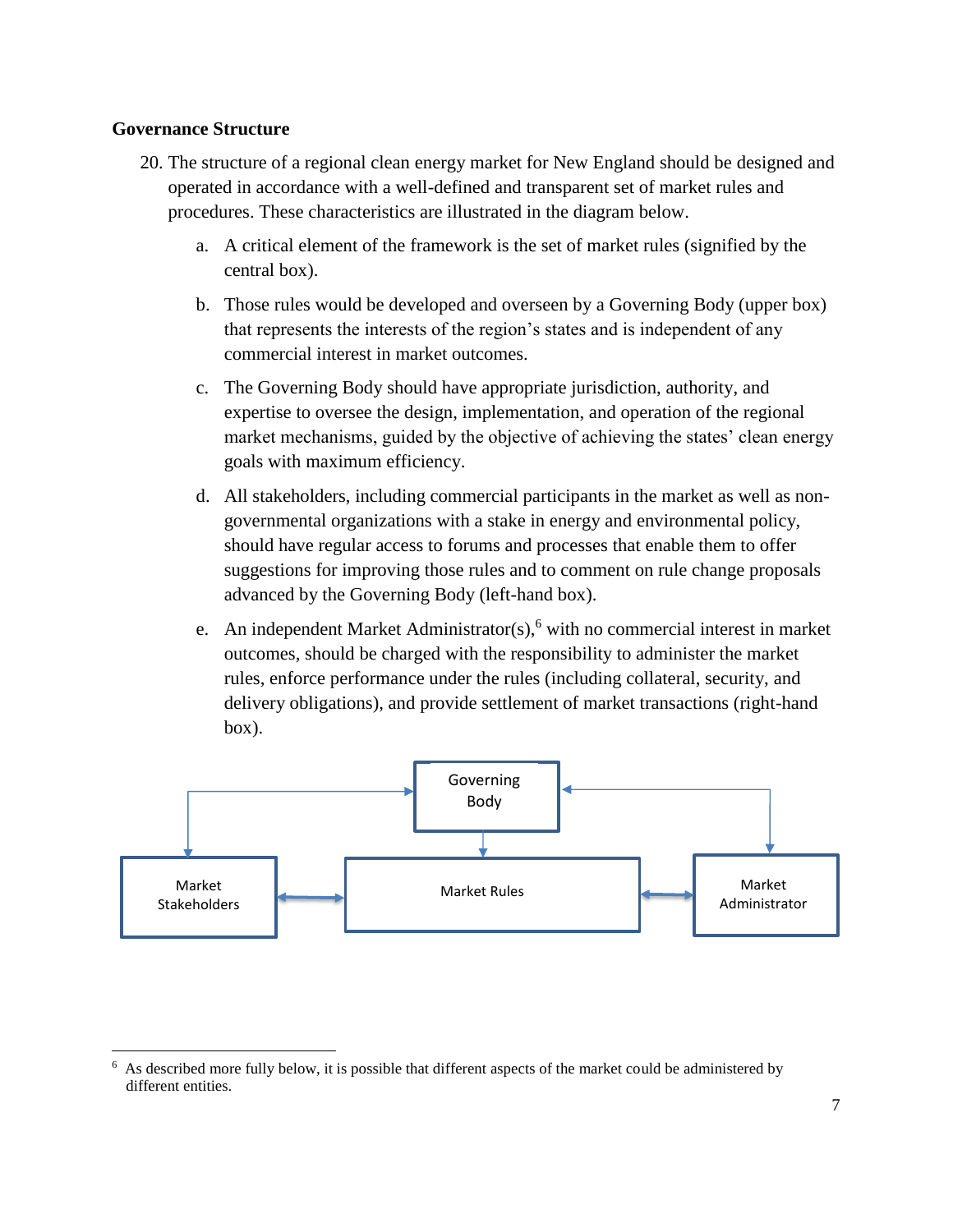**Governance Structure**

20. The structure of a regional clean energy market for New England should be designed and operated in accordance with a well-defined and transparent set of market rules and procedures. These characteristics are illustrated in the diagram below.

    a. A critical element of the framework is the set of market rules (signified by the central box).

    b. Those rules would be developed and overseen by a Governing Body (upper box) that represents the interests of the region's states and is independent of any commercial interest in market outcomes.

    c. The Governing Body should have appropriate jurisdiction, authority, and expertise to oversee the design, implementation, and operation of the regional market mechanisms, guided by the objective of achieving the states' clean energy goals with maximum efficiency.

    d. All stakeholders, including commercial participants in the market as well as non-governmental organizations with a stake in energy and environmental policy, should have regular access to forums and processes that enable them to offer suggestions for improving those rules and to comment on rule change proposals advanced by the Governing Body (left-hand box).

    e. An independent Market Administrator(s),[6] with no commercial interest in market outcomes, should be charged with the responsibility to administer the market rules, enforce performance under the rules (including collateral, security, and delivery obligations), and provide settlement of market transactions (right-hand box).

Governing Body

Market Stakeholders

Market Rules

Market Administrator

[6] As described more fully below, it is possible that different aspects of the market could be administered by different entities.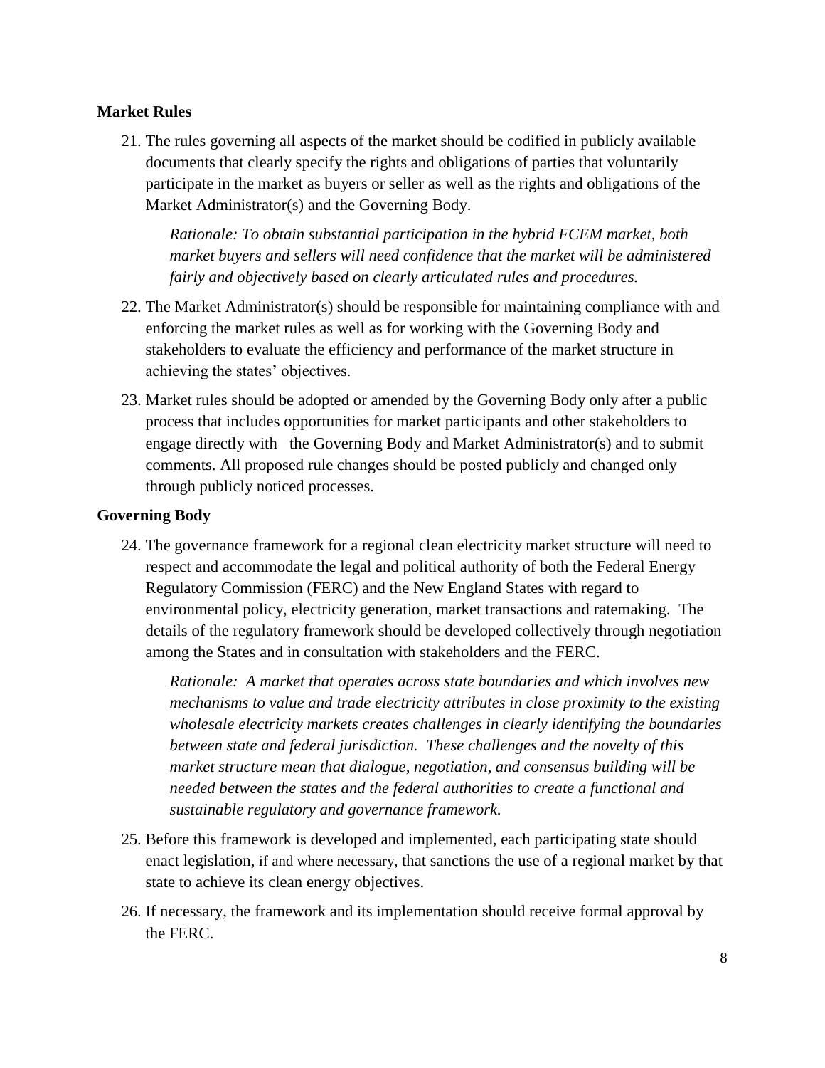**Market Rules**

21. The rules governing all aspects of the market should be codified in publicly available documents that clearly specify the rights and obligations of parties that voluntarily participate in the market as buyers or seller as well as the rights and obligations of the Market Administrator(s) and the Governing Body.

    *Rationale: To obtain substantial participation in the hybrid FCEM market, both market buyers and sellers will need confidence that the market will be administered fairly and objectively based on clearly articulated rules and procedures.*

22. The Market Administrator(s) should be responsible for maintaining compliance with and enforcing the market rules as well as for working with the Governing Body and stakeholders to evaluate the efficiency and performance of the market structure in achieving the states' objectives.

23. Market rules should be adopted or amended by the Governing Body only after a public process that includes opportunities for market participants and other stakeholders to engage directly with the Governing Body and Market Administrator(s) and to submit comments. All proposed rule changes should be posted publicly and changed only through publicly noticed processes.

**Governing Body**

24. The governance framework for a regional clean electricity market structure will need to respect and accommodate the legal and political authority of both the Federal Energy Regulatory Commission (FERC) and the New England States with regard to environmental policy, electricity generation, market transactions and ratemaking. The details of the regulatory framework should be developed collectively through negotiation among the States and in consultation with stakeholders and the FERC.

    *Rationale: A market that operates across state boundaries and which involves new mechanisms to value and trade electricity attributes in close proximity to the existing wholesale electricity markets creates challenges in clearly identifying the boundaries between state and federal jurisdiction. These challenges and the novelty of this market structure mean that dialogue, negotiation, and consensus building will be needed between the states and the federal authorities to create a functional and sustainable regulatory and governance framework.*

25. Before this framework is developed and implemented, each participating state should enact legislation, if and where necessary, that sanctions the use of a regional market by that state to achieve its clean energy objectives.

26. If necessary, the framework and its implementation should receive formal approval by the FERC.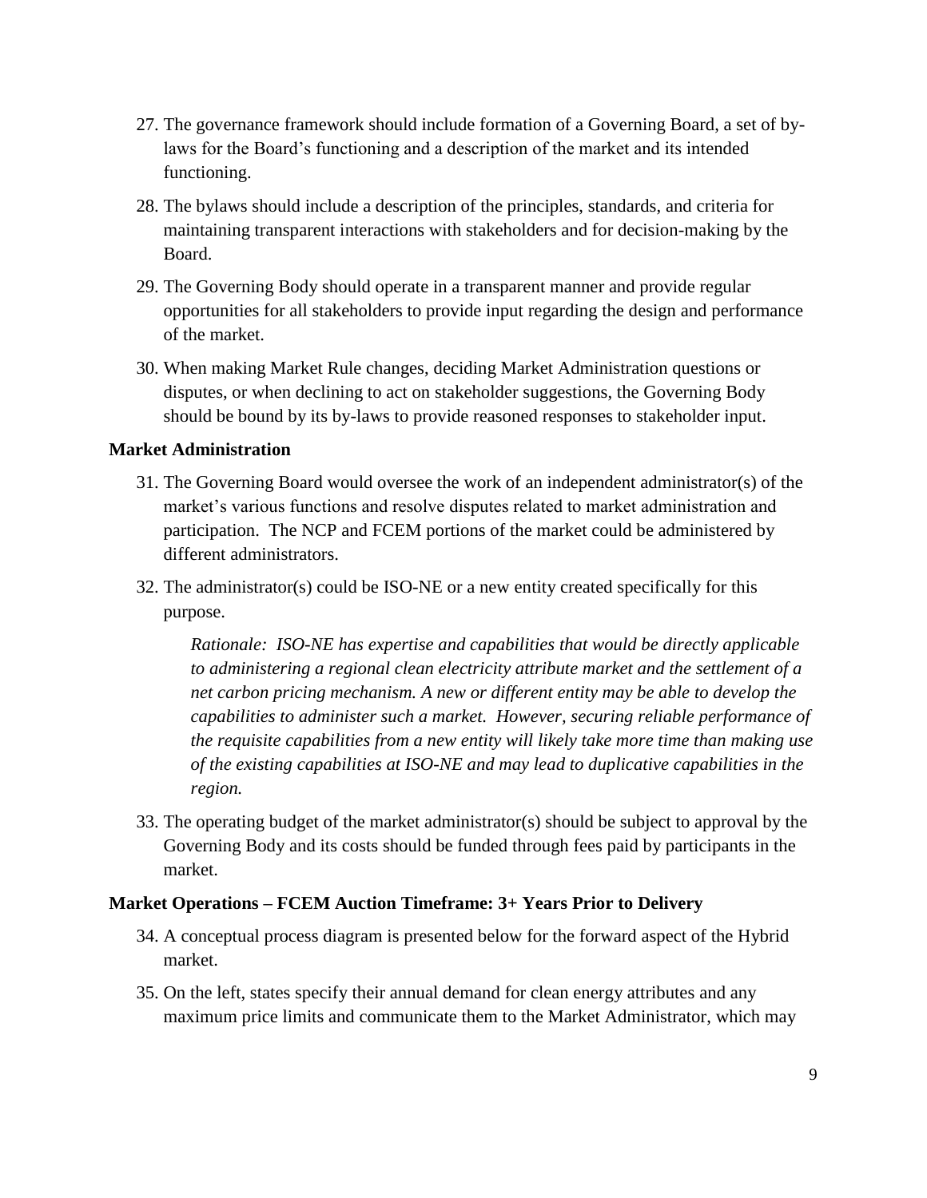27. The governance framework should include formation of a Governing Board, a set of by-laws for the Board's functioning and a description of the market and its intended functioning.

28. The bylaws should include a description of the principles, standards, and criteria for maintaining transparent interactions with stakeholders and for decision-making by the Board.

29. The Governing Body should operate in a transparent manner and provide regular opportunities for all stakeholders to provide input regarding the design and performance of the market.

30. When making Market Rule changes, deciding Market Administration questions or disputes, or when declining to act on stakeholder suggestions, the Governing Body should be bound by its by-laws to provide reasoned responses to stakeholder input.

**Market Administration**

31. The Governing Board would oversee the work of an independent administrator(s) of the market's various functions and resolve disputes related to market administration and participation. The NCP and FCEM portions of the market could be administered by different administrators.

32. The administrator(s) could be ISO-NE or a new entity created specifically for this purpose.

    *Rationale: ISO-NE has expertise and capabilities that would be directly applicable to administering a regional clean electricity attribute market and the settlement of a net carbon pricing mechanism. A new or different entity may be able to develop the capabilities to administer such a market. However, securing reliable performance of the requisite capabilities from a new entity will likely take more time than making use of the existing capabilities at ISO-NE and may lead to duplicative capabilities in the region.*

33. The operating budget of the market administrator(s) should be subject to approval by the Governing Body and its costs should be funded through fees paid by participants in the market.

**Market Operations – FCEM Auction Timeframe: 3+ Years Prior to Delivery**

34. A conceptual process diagram is presented below for the forward aspect of the Hybrid market.

35. On the left, states specify their annual demand for clean energy attributes and any maximum price limits and communicate them to the Market Administrator, which may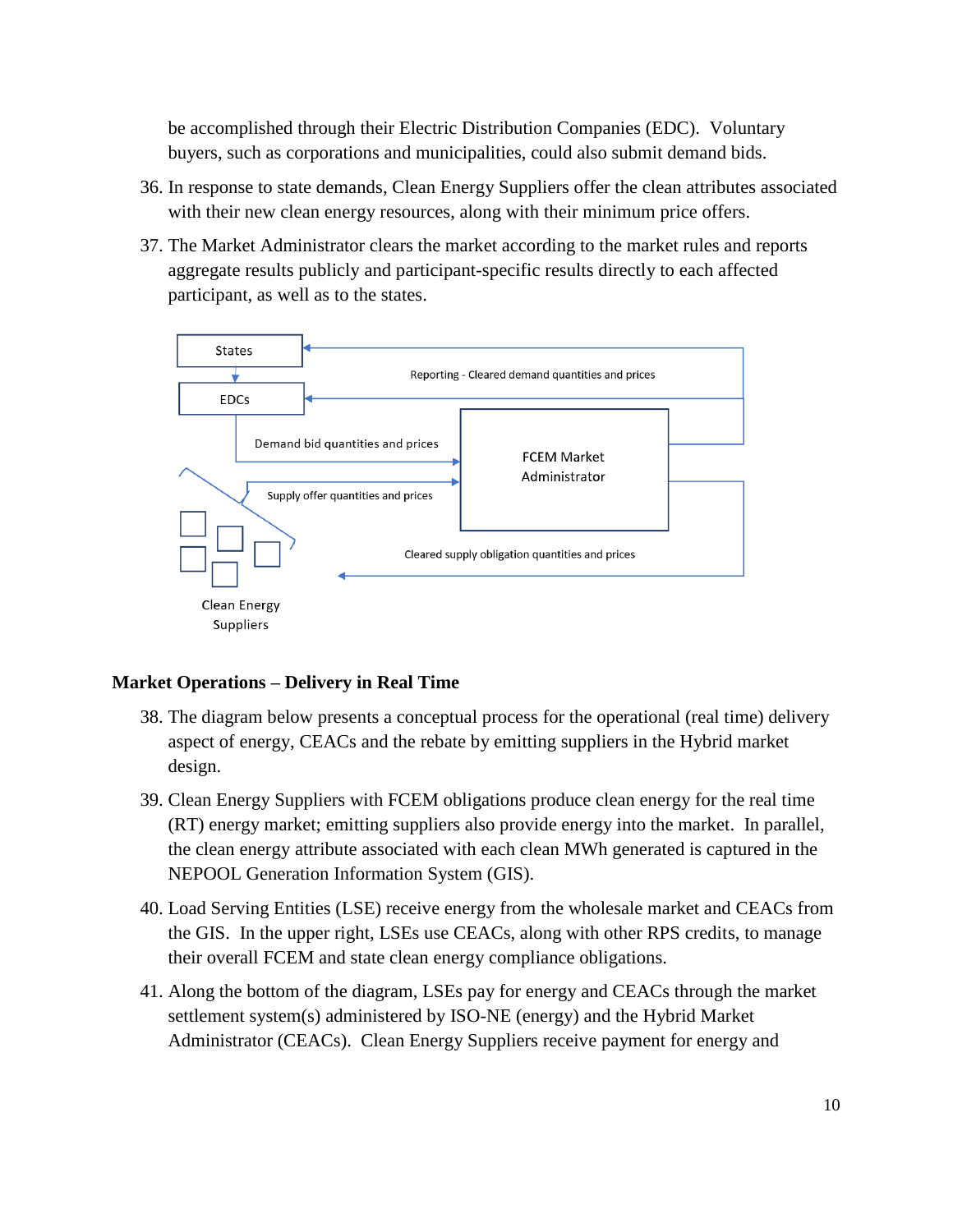be accomplished through their Electric Distribution Companies (EDC). Voluntary buyers, such as corporations and municipalities, could also submit demand bids.

36. In response to state demands, Clean Energy Suppliers offer the clean attributes associated with their new clean energy resources, along with their minimum price offers.

37. The Market Administrator clears the market according to the market rules and reports aggregate results publicly and participant-specific results directly to each affected participant, as well as to the states.

States

EDCs

Reporting - Cleared demand quantities and prices

Demand bid quantities and prices

FCEM Market Administrator

Supply offer quantities and prices

Cleared supply obligation quantities and prices

Clean Energy Suppliers

**Market Operations – Delivery in Real Time**

38. The diagram below presents a conceptual process for the operational (real time) delivery aspect of energy, CEACs and the rebate by emitting suppliers in the Hybrid market design.

39. Clean Energy Suppliers with FCEM obligations produce clean energy for the real time (RT) energy market; emitting suppliers also provide energy into the market. In parallel, the clean energy attribute associated with each clean MWh generated is captured in the NEPOOL Generation Information System (GIS).

40. Load Serving Entities (LSE) receive energy from the wholesale market and CEACs from the GIS. In the upper right, LSEs use CEACs, along with other RPS credits, to manage their overall FCEM and state clean energy compliance obligations.

41. Along the bottom of the diagram, LSEs pay for energy and CEACs through the market settlement system(s) administered by ISO-NE (energy) and the Hybrid Market Administrator (CEACs). Clean Energy Suppliers receive payment for energy and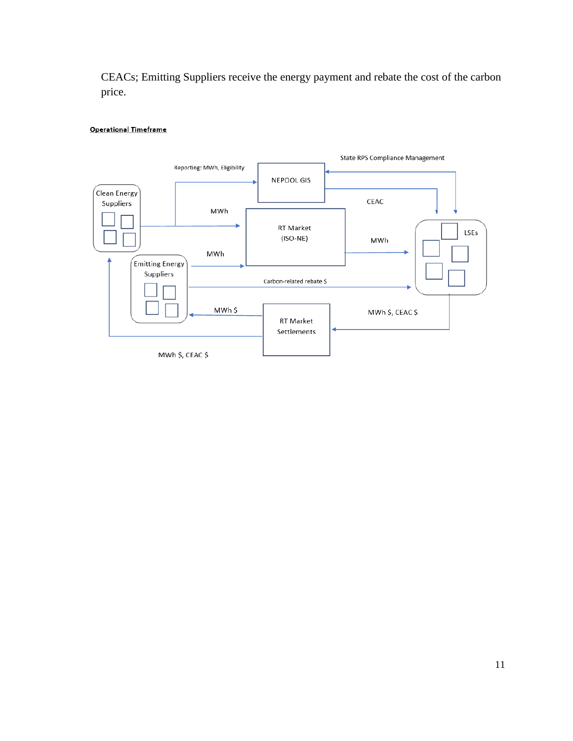CEACs; Emitting Suppliers receive the energy payment and rebate the cost of the carbon price.

**Operational Timeframe**

State RPS Compliance Management

Reporting: MWh, Eligibility

NEPOOL GIS

Clean Energy Suppliers

CEAC

MWh

RT Market (ISO-NE)

LSEs

MWh

MWh

Emitting Energy Suppliers

Carbon-related rebate $

MWh $

RT Market Settlements

MWh $, CEAC $

MWh $, CEAC $